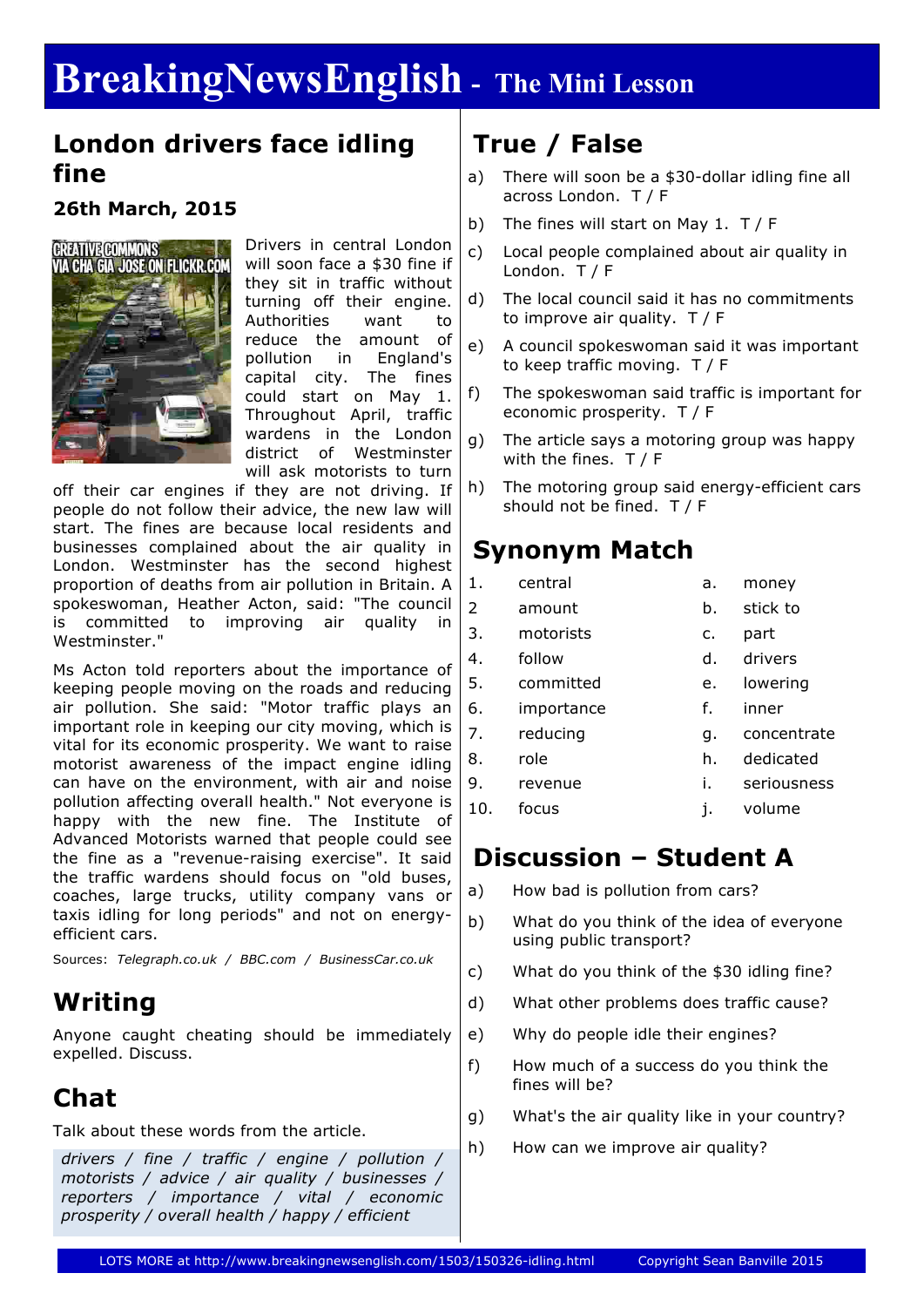# BreakingNewsEnglish - The Mini Lesson

## London drivers face idling fine

### 26th March, 2015

Drivers in central London will soon face a $30 fine if they sit in traffic without turning off their engine. Authorities want to reduce the amount of pollution in England's capital city. The fines could start on May 1. Throughout April, traffic wardens in the London district of Westminster will ask motorists to turn off their car engines if they are not driving. If people do not follow their advice, the new law will start. The fines are because local residents and businesses complained about the air quality in London. Westminster has the second highest proportion of deaths from air pollution in Britain. A spokeswoman, Heather Acton, said: "The council is committed to improving air quality in Westminster."

Ms Acton told reporters about the importance of keeping people moving on the roads and reducing air pollution. She said: "Motor traffic plays an important role in keeping our city moving, which is vital for its economic prosperity. We want to raise motorist awareness of the impact engine idling can have on the environment, with air and noise pollution affecting overall health." Not everyone is happy with the new fine. The Institute of Advanced Motorists warned that people could see the fine as a "revenue-raising exercise". It said the traffic wardens should focus on "old buses, coaches, large trucks, utility company vans or taxis idling for long periods" and not on energy-efficient cars.

Sources: *Telegraph.co.uk / BBC.com / BusinessCar.co.uk*

## Writing

Anyone caught cheating should be immediately expelled. Discuss.

## Chat

Talk about these words from the article.

*drivers / fine / traffic / engine / pollution / motorists / advice / air quality / businesses / reporters / importance / vital / economic prosperity / overall health / happy / efficient*

## True / False

a) There will soon be a $30-dollar idling fine all across London. T / F

b) The fines will start on May 1. T / F

c) Local people complained about air quality in London. T / F

d) The local council said it has no commitments to improve air quality. T / F

e) A council spokeswoman said it was important to keep traffic moving. T / F

f) The spokeswoman said traffic is important for economic prosperity. T / F

g) The article says a motoring group was happy with the fines. T / F

h) The motoring group said energy-efficient cars should not be fined. T / F

## Synonym Match

| | | | |
|---|---|---|---|
| 1. | central | a. | money |
| 2 | amount | b. | stick to |
| 3. | motorists | c. | part |
| 4. | follow | d. | drivers |
| 5. | committed | e. | lowering |
| 6. | importance | f. | inner |
| 7. | reducing | g. | concentrate |
| 8. | role | h. | dedicated |
| 9. | revenue | i. | seriousness |
| 10. | focus | j. | volume |

## Discussion – Student A

a) How bad is pollution from cars?

b) What do you think of the idea of everyone using public transport?

c) What do you think of the $30 idling fine?

d) What other problems does traffic cause?

e) Why do people idle their engines?

f) How much of a success do you think the fines will be?

g) What's the air quality like in your country?

h) How can we improve air quality?

LOTS MORE at http://www.breakingnewsenglish.com/1503/150326-idling.html Copyright Sean Banville 2015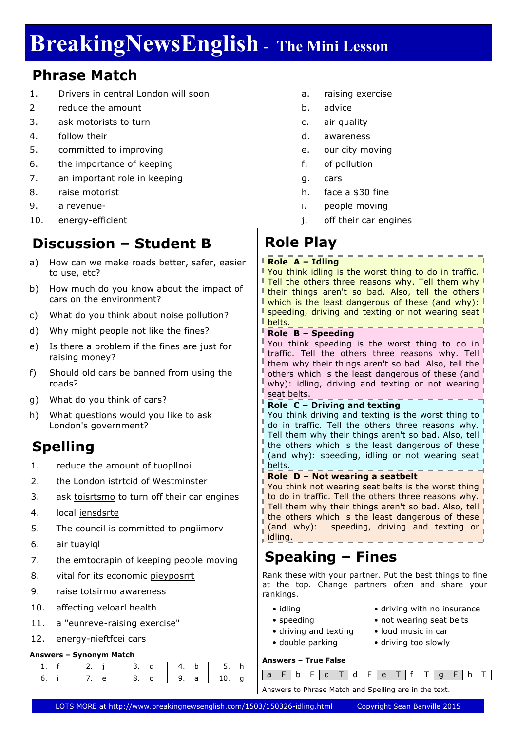# BreakingNewsEnglish - The Mini Lesson

## Phrase Match

1. Drivers in central London will soon
2 reduce the amount
3. ask motorists to turn
4. follow their
5. committed to improving
6. the importance of keeping
7. an important role in keeping
8. raise motorist
9. a revenue-
10. energy-efficient

a. raising exercise
b. advice
c. air quality
d. awareness
e. our city moving
f. of pollution
g. cars
h. face a $30 fine
i. people moving
j. off their car engines

## Discussion – Student B

a) How can we make roads better, safer, easier to use, etc?
b) How much do you know about the impact of cars on the environment?
c) What do you think about noise pollution?
d) Why might people not like the fines?
e) Is there a problem if the fines are just for raising money?
f) Should old cars be banned from using the roads?
g) What do you think of cars?
h) What questions would you like to ask London's government?

## Spelling

1. reduce the amount of tuopllnoi
2. the London istrtcid of Westminster
3. ask toisrtsmo to turn off their car engines
4. local iensdsrte
5. The council is committed to pngiimorv
6. air tuayiql
7. the emtocrapin of keeping people moving
8. vital for its economic pieyposrrt
9. raise totsirmo awareness
10. affecting veloarl health
11. a "eunreve-raising exercise"
12. energy-nieftfcei cars

**Answers – Synonym Match**

| | | | | |
|---|---|---|---|---|
| 1. f | 2. j | 3. d | 4. b | 5. h |
| 6. i | 7. e | 8. c | 9. a | 10. g |

## Role Play

**Role A – Idling**
You think idling is the worst thing to do in traffic. Tell the others three reasons why. Tell them why their things aren't so bad. Also, tell the others which is the least dangerous of these (and why): speeding, driving and texting or not wearing seat belts.

**Role B – Speeding**
You think speeding is the worst thing to do in traffic. Tell the others three reasons why. Tell them why their things aren't so bad. Also, tell the others which is the least dangerous of these (and why): idling, driving and texting or not wearing seat belts.

**Role C – Driving and texting**
You think driving and texting is the worst thing to do in traffic. Tell the others three reasons why. Tell them why their things aren't so bad. Also, tell the others which is the least dangerous of these (and why): speeding, idling or not wearing seat belts.

**Role D – Not wearing a seatbelt**
You think not wearing seat belts is the worst thing to do in traffic. Tell the others three reasons why. Tell them why their things aren't so bad. Also, tell the others which is the least dangerous of these (and why): speeding, driving and texting or idling.

## Speaking – Fines

Rank these with your partner. Put the best things to fine at the top. Change partners often and share your rankings.

- idling
- speeding
- driving and texting
- double parking
- driving with no insurance
- not wearing seat belts
- loud music in car
- driving too slowly

**Answers – True False**

| | | | | | | | | | | | | | | | |
|---|---|---|---|---|---|---|---|---|---|---|---|---|---|---|---|
| a | F | b | F | c | T | d | F | e | T | f | T | g | F | h | T |

Answers to Phrase Match and Spelling are in the text.

LOTS MORE at http://www.breakingnewsenglish.com/1503/150326-idling.html Copyright Sean Banville 2015